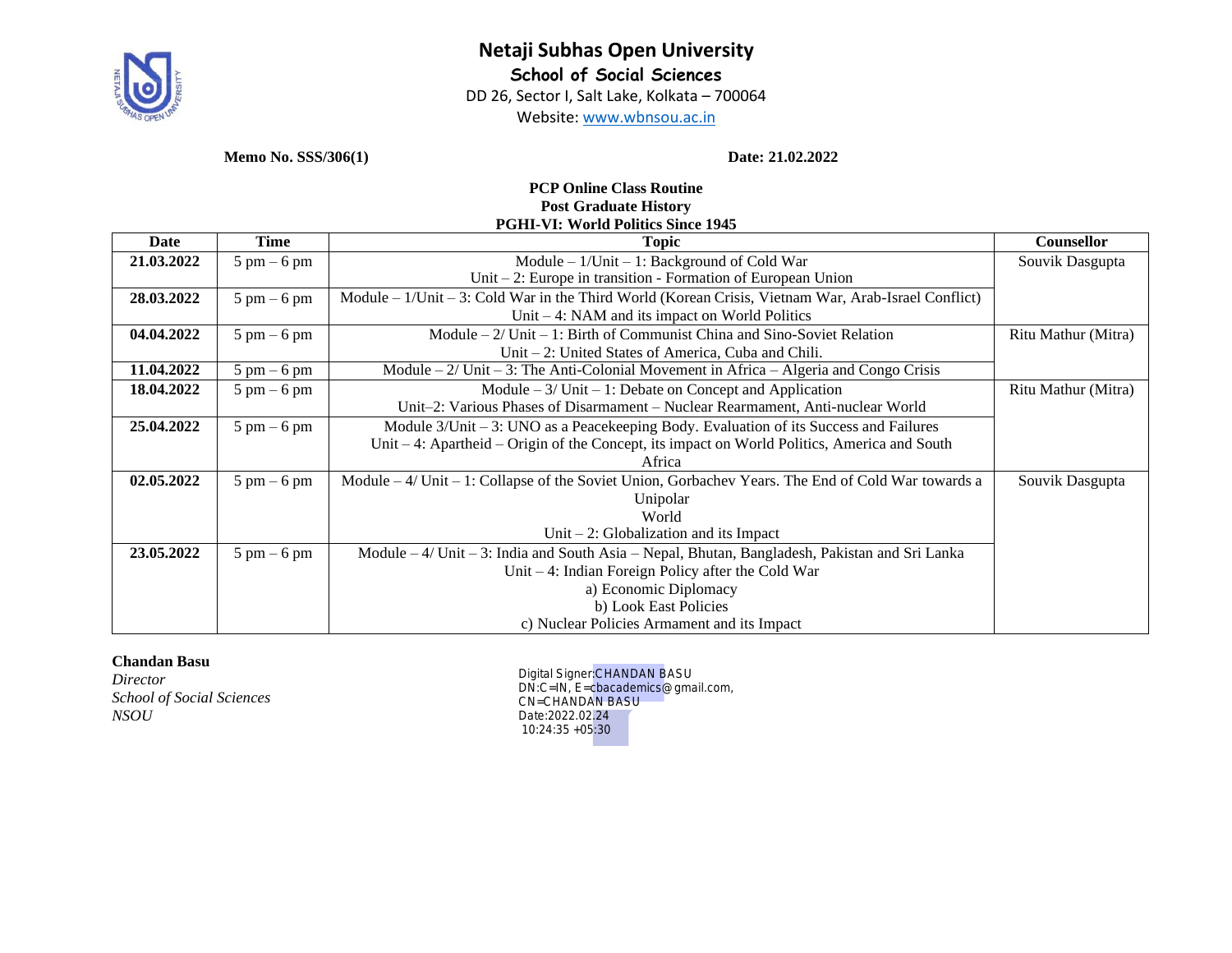# Netaji Subhas Open University

## School of Social Sciences

DD 26, Sector I, Salt Lake, Kolkata – 700064

Website: www.wbnsou.ac.in

**Memo No. SSS/306(1)** **Date: 21.02.2022**

**PCP Online Class Routine**
**Post Graduate History**
**PGHI-VI: World Politics Since 1945**

| Date | Time | Topic | Counsellor |
|---|---|---|---|
| **21.03.2022** | 5 pm – 6 pm | Module – 1/Unit – 1: Background of Cold War<br>Unit – 2: Europe in transition - Formation of European Union | Souvik Dasgupta |
| **28.03.2022** | 5 pm – 6 pm | Module – 1/Unit – 3: Cold War in the Third World (Korean Crisis, Vietnam War, Arab-Israel Conflict)<br>Unit – 4: NAM and its impact on World Politics | |
| **04.04.2022** | 5 pm – 6 pm | Module – 2/ Unit – 1: Birth of Communist China and Sino-Soviet Relation<br>Unit – 2: United States of America, Cuba and Chili. | Ritu Mathur (Mitra) |
| **11.04.2022** | 5 pm – 6 pm | Module – 2/ Unit – 3: The Anti-Colonial Movement in Africa – Algeria and Congo Crisis | |
| **18.04.2022** | 5 pm – 6 pm | Module – 3/ Unit – 1: Debate on Concept and Application<br>Unit–2: Various Phases of Disarmament – Nuclear Rearmament, Anti-nuclear World | Ritu Mathur (Mitra) |
| **25.04.2022** | 5 pm – 6 pm | Module 3/Unit – 3: UNO as a Peacekeeping Body. Evaluation of its Success and Failures<br>Unit – 4: Apartheid – Origin of the Concept, its impact on World Politics, America and South Africa | |
| **02.05.2022** | 5 pm – 6 pm | Module – 4/ Unit – 1: Collapse of the Soviet Union, Gorbachev Years. The End of Cold War towards a Unipolar World<br>Unit – 2: Globalization and its Impact | Souvik Dasgupta |
| **23.05.2022** | 5 pm – 6 pm | Module – 4/ Unit – 3: India and South Asia – Nepal, Bhutan, Bangladesh, Pakistan and Sri Lanka<br>Unit – 4: Indian Foreign Policy after the Cold War<br>a) Economic Diplomacy<br>b) Look East Policies<br>c) Nuclear Policies Armament and its Impact | |

**Chandan Basu**
*Director*
*School of Social Sciences*
*NSOU*

Digital Signer:CHANDAN BASU
DN:C=IN, E=cbacademics@gmail.com,
CN=CHANDAN BASU
Date:2022.02.24
10:24:35 +05:30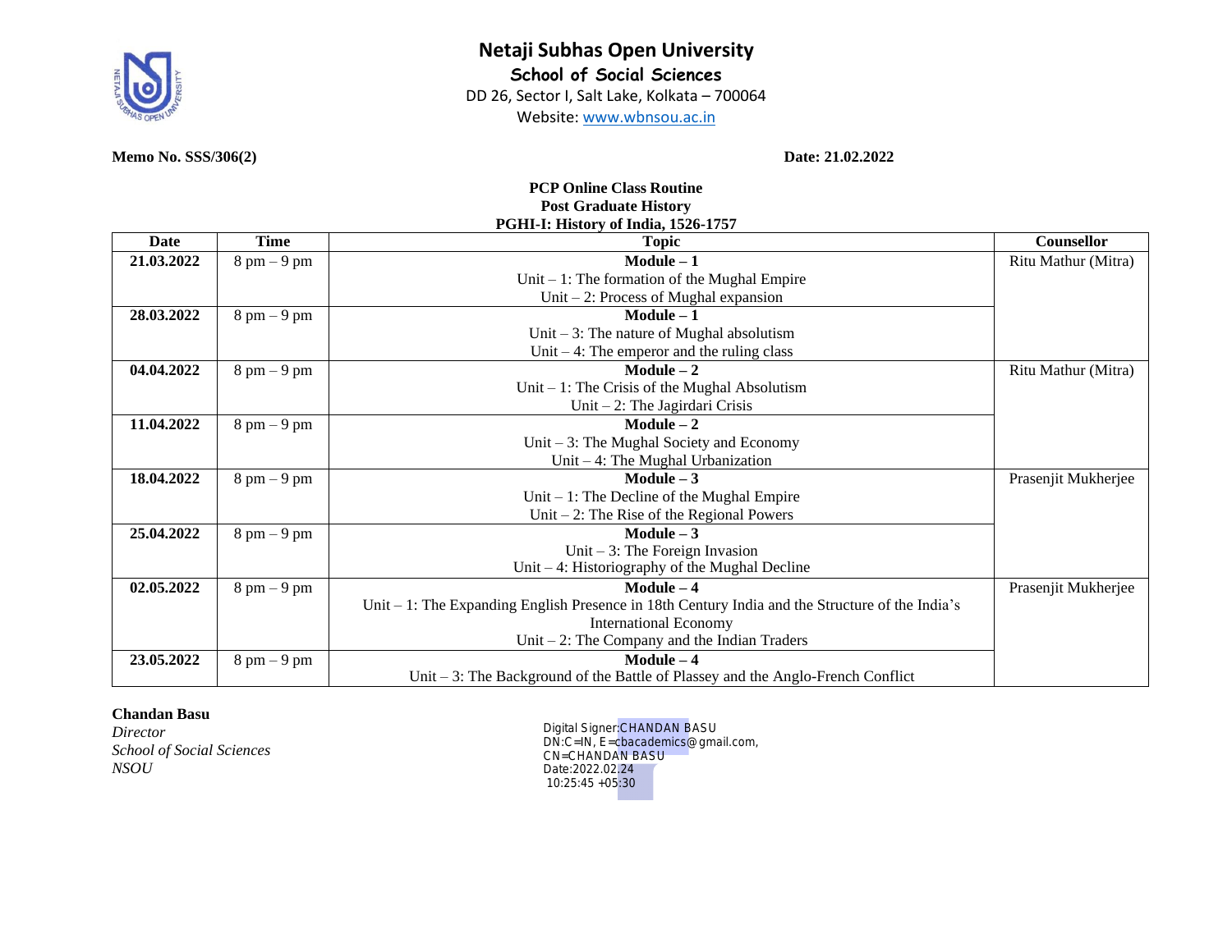# Netaji Subhas Open University

**School of Social Sciences**

DD 26, Sector I, Salt Lake, Kolkata – 700064

Website: www.wbnsou.ac.in

**Memo No. SSS/306(2)** **Date: 21.02.2022**

**PCP Online Class Routine**
**Post Graduate History**
**PGHI-I: History of India, 1526-1757**

| Date | Time | Topic | Counsellor |
|---|---|---|---|
| **21.03.2022** | 8 pm – 9 pm | **Module – 1**<br>Unit – 1: The formation of the Mughal Empire<br>Unit – 2: Process of Mughal expansion | Ritu Mathur (Mitra) |
| **28.03.2022** | 8 pm – 9 pm | **Module – 1**<br>Unit – 3: The nature of Mughal absolutism<br>Unit – 4: The emperor and the ruling class | |
| **04.04.2022** | 8 pm – 9 pm | **Module – 2**<br>Unit – 1: The Crisis of the Mughal Absolutism<br>Unit – 2: The Jagirdari Crisis | Ritu Mathur (Mitra) |
| **11.04.2022** | 8 pm – 9 pm | **Module – 2**<br>Unit – 3: The Mughal Society and Economy<br>Unit – 4: The Mughal Urbanization | |
| **18.04.2022** | 8 pm – 9 pm | **Module – 3**<br>Unit – 1: The Decline of the Mughal Empire<br>Unit – 2: The Rise of the Regional Powers | Prasenjit Mukherjee |
| **25.04.2022** | 8 pm – 9 pm | **Module – 3**<br>Unit – 3: The Foreign Invasion<br>Unit – 4: Historiography of the Mughal Decline | |
| **02.05.2022** | 8 pm – 9 pm | **Module – 4**<br>Unit – 1: The Expanding English Presence in 18th Century India and the Structure of the India's International Economy<br>Unit – 2: The Company and the Indian Traders | Prasenjit Mukherjee |
| **23.05.2022** | 8 pm – 9 pm | **Module – 4**<br>Unit – 3: The Background of the Battle of Plassey and the Anglo-French Conflict | |

**Chandan Basu**
*Director*
*School of Social Sciences*
*NSOU*

Digital Signer:CHANDAN BASU
DN:C=IN, E=cbacademics@gmail.com,
CN=CHANDAN BASU
Date:2022.02.24
10:25:45 +05:30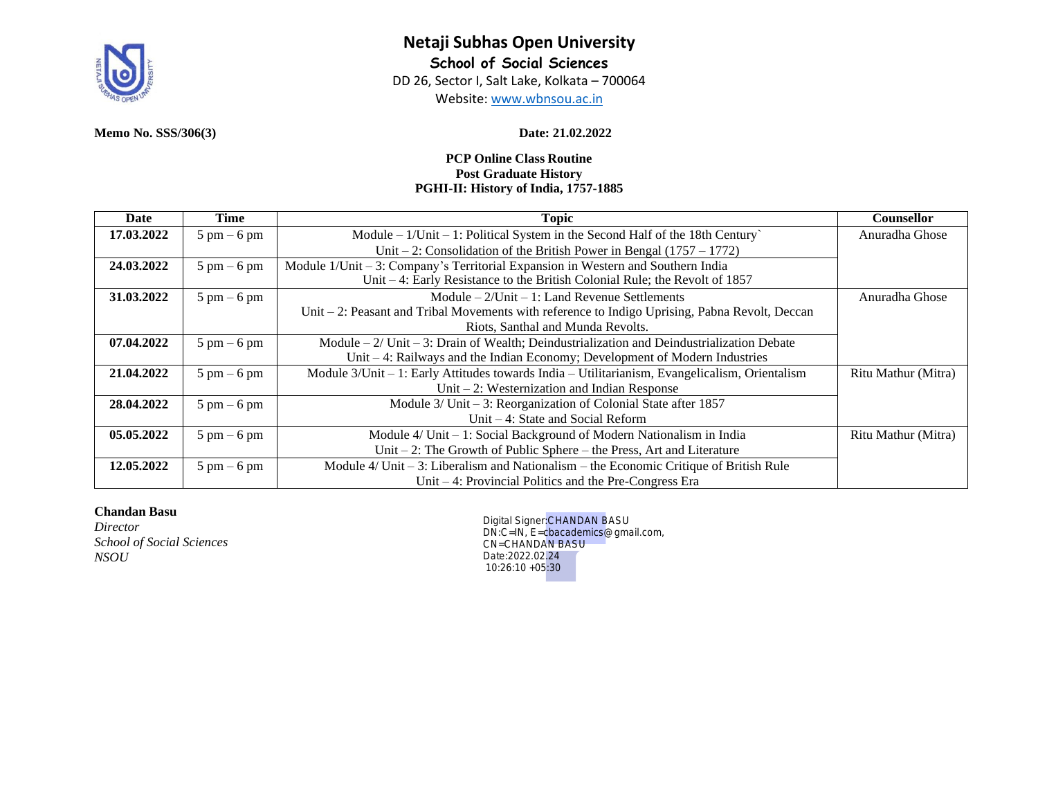# Netaji Subhas Open University

## School of Social Sciences

DD 26, Sector I, Salt Lake, Kolkata – 700064

Website: www.wbnsou.ac.in

**Memo No. SSS/306(3)** **Date: 21.02.2022**

**PCP Online Class Routine**
**Post Graduate History**
**PGHI-II: History of India, 1757-1885**

| Date | Time | Topic | Counsellor |
|---|---|---|---|
| **17.03.2022** | 5 pm – 6 pm | Module – 1/Unit – 1: Political System in the Second Half of the 18th Century` Unit – 2: Consolidation of the British Power in Bengal (1757 – 1772) | Anuradha Ghose |
| **24.03.2022** | 5 pm – 6 pm | Module 1/Unit – 3: Company's Territorial Expansion in Western and Southern India Unit – 4: Early Resistance to the British Colonial Rule; the Revolt of 1857 | |
| **31.03.2022** | 5 pm – 6 pm | Module – 2/Unit – 1: Land Revenue Settlements Unit – 2: Peasant and Tribal Movements with reference to Indigo Uprising, Pabna Revolt, Deccan Riots, Santhal and Munda Revolts. | Anuradha Ghose |
| **07.04.2022** | 5 pm – 6 pm | Module – 2/ Unit – 3: Drain of Wealth; Deindustrialization and Deindustrialization Debate Unit – 4: Railways and the Indian Economy; Development of Modern Industries | |
| **21.04.2022** | 5 pm – 6 pm | Module 3/Unit – 1: Early Attitudes towards India – Utilitarianism, Evangelicalism, Orientalism Unit – 2: Westernization and Indian Response | Ritu Mathur (Mitra) |
| **28.04.2022** | 5 pm – 6 pm | Module 3/ Unit – 3: Reorganization of Colonial State after 1857 Unit – 4: State and Social Reform | |
| **05.05.2022** | 5 pm – 6 pm | Module 4/ Unit – 1: Social Background of Modern Nationalism in India Unit – 2: The Growth of Public Sphere – the Press, Art and Literature | Ritu Mathur (Mitra) |
| **12.05.2022** | 5 pm – 6 pm | Module 4/ Unit – 3: Liberalism and Nationalism – the Economic Critique of British Rule Unit – 4: Provincial Politics and the Pre-Congress Era | |

**Chandan Basu**
*Director*
*School of Social Sciences*
*NSOU*

Digital Signer:CHANDAN BASU
DN:C=IN, E=cbacademics@gmail.com, CN=CHANDAN BASU
Date:2022.02.24 10:26:10 +05:30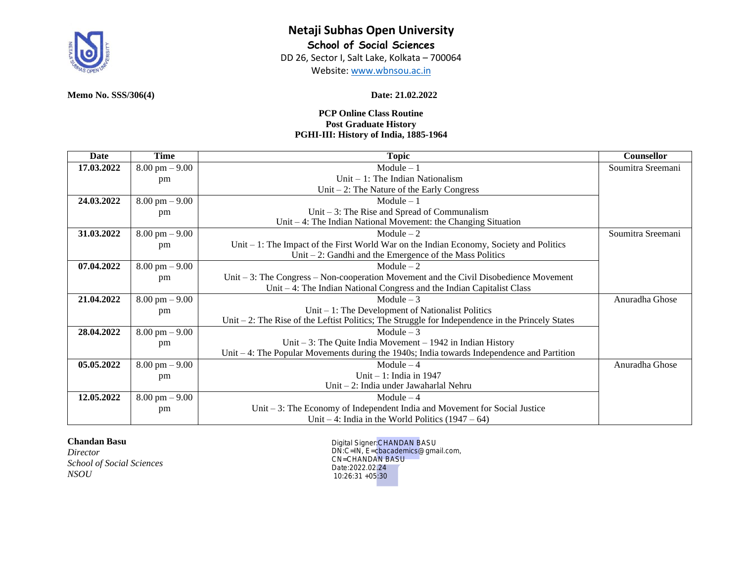# Netaji Subhas Open University

## School of Social Sciences

DD 26, Sector I, Salt Lake, Kolkata – 700064

Website: www.wbnsou.ac.in

**Memo No. SSS/306(4)** **Date: 21.02.2022**

**PCP Online Class Routine**
**Post Graduate History**
**PGHI-III: History of India, 1885-1964**

| Date | Time | Topic | Counsellor |
|---|---|---|---|
| **17.03.2022** | 8.00 pm – 9.00 pm | Module – 1<br>Unit – 1: The Indian Nationalism<br>Unit – 2: The Nature of the Early Congress | Soumitra Sreemani |
| **24.03.2022** | 8.00 pm – 9.00 pm | Module – 1<br>Unit – 3: The Rise and Spread of Communalism<br>Unit – 4: The Indian National Movement: the Changing Situation | |
| **31.03.2022** | 8.00 pm – 9.00 pm | Module – 2<br>Unit – 1: The Impact of the First World War on the Indian Economy, Society and Politics<br>Unit – 2: Gandhi and the Emergence of the Mass Politics | Soumitra Sreemani |
| **07.04.2022** | 8.00 pm – 9.00 pm | Module – 2<br>Unit – 3: The Congress – Non-cooperation Movement and the Civil Disobedience Movement<br>Unit – 4: The Indian National Congress and the Indian Capitalist Class | |
| **21.04.2022** | 8.00 pm – 9.00 pm | Module – 3<br>Unit – 1: The Development of Nationalist Politics<br>Unit – 2: The Rise of the Leftist Politics; The Struggle for Independence in the Princely States | Anuradha Ghose |
| **28.04.2022** | 8.00 pm – 9.00 pm | Module – 3<br>Unit – 3: The Quite India Movement – 1942 in Indian History<br>Unit – 4: The Popular Movements during the 1940s; India towards Independence and Partition | |
| **05.05.2022** | 8.00 pm – 9.00 pm | Module – 4<br>Unit – 1: India in 1947<br>Unit – 2: India under Jawaharlal Nehru | Anuradha Ghose |
| **12.05.2022** | 8.00 pm – 9.00 pm | Module – 4<br>Unit – 3: The Economy of Independent India and Movement for Social Justice<br>Unit – 4: India in the World Politics (1947 – 64) | |

**Chandan Basu**
*Director*
*School of Social Sciences*
*NSOU*

Digital Signer:CHANDAN BASU
DN:C=IN, E=cbacademics@gmail.com,
CN=CHANDAN BASU
Date:2022.02.24
10:26:31 +05:30